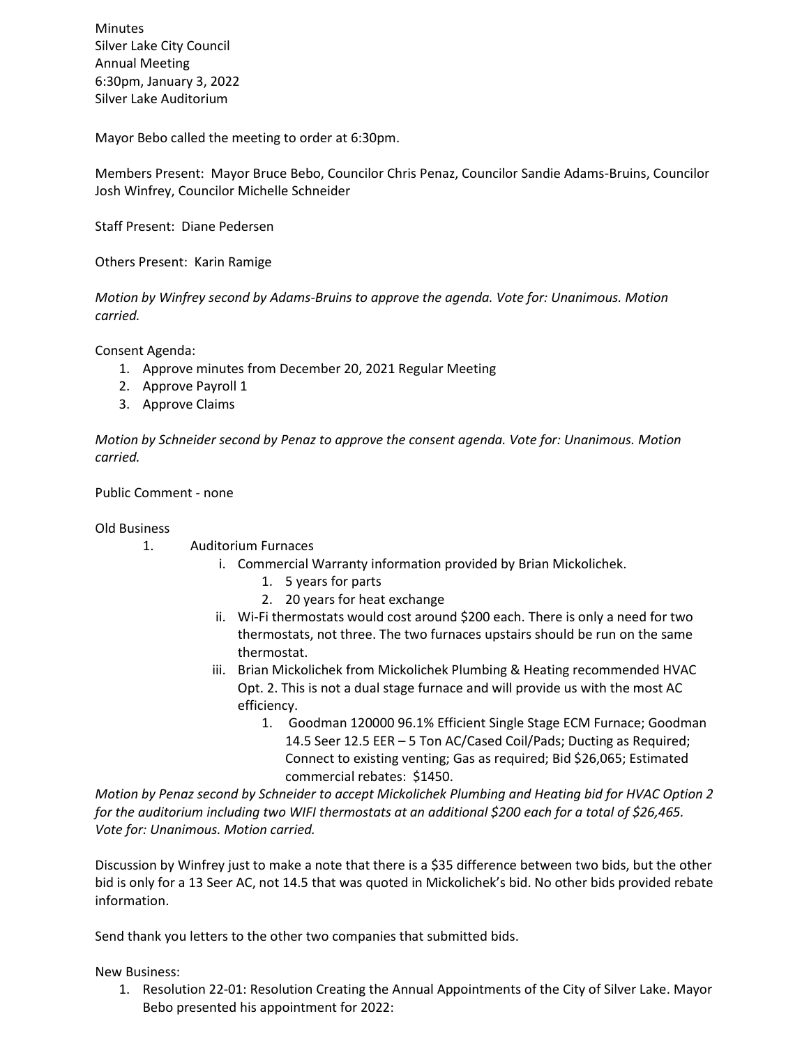Minutes
Silver Lake City Council
Annual Meeting
6:30pm, January 3, 2022
Silver Lake Auditorium

Mayor Bebo called the meeting to order at 6:30pm.

Members Present: Mayor Bruce Bebo, Councilor Chris Penaz, Councilor Sandie Adams-Bruins, Councilor Josh Winfrey, Councilor Michelle Schneider

Staff Present: Diane Pedersen

Others Present: Karin Ramige

*Motion by Winfrey second by Adams-Bruins to approve the agenda. Vote for: Unanimous. Motion carried.*

Consent Agenda:

1. Approve minutes from December 20, 2021 Regular Meeting
2. Approve Payroll 1
3. Approve Claims

*Motion by Schneider second by Penaz to approve the consent agenda. Vote for: Unanimous. Motion carried.*

Public Comment - none

Old Business

1. Auditorium Furnaces
   - i. Commercial Warranty information provided by Brian Mickolichek.
     1. 5 years for parts
     2. 20 years for heat exchange
   - ii. Wi-Fi thermostats would cost around $200 each. There is only a need for two thermostats, not three. The two furnaces upstairs should be run on the same thermostat.
   - iii. Brian Mickolichek from Mickolichek Plumbing & Heating recommended HVAC Opt. 2. This is not a dual stage furnace and will provide us with the most AC efficiency.
     1. Goodman 120000 96.1% Efficient Single Stage ECM Furnace; Goodman 14.5 Seer 12.5 EER – 5 Ton AC/Cased Coil/Pads; Ducting as Required; Connect to existing venting; Gas as required; Bid $26,065; Estimated commercial rebates: $1450.

*Motion by Penaz second by Schneider to accept Mickolichek Plumbing and Heating bid for HVAC Option 2 for the auditorium including two WIFI thermostats at an additional $200 each for a total of $26,465. Vote for: Unanimous. Motion carried.*

Discussion by Winfrey just to make a note that there is a $35 difference between two bids, but the other bid is only for a 13 Seer AC, not 14.5 that was quoted in Mickolichek's bid. No other bids provided rebate information.

Send thank you letters to the other two companies that submitted bids.

New Business:

1. Resolution 22-01: Resolution Creating the Annual Appointments of the City of Silver Lake. Mayor Bebo presented his appointment for 2022: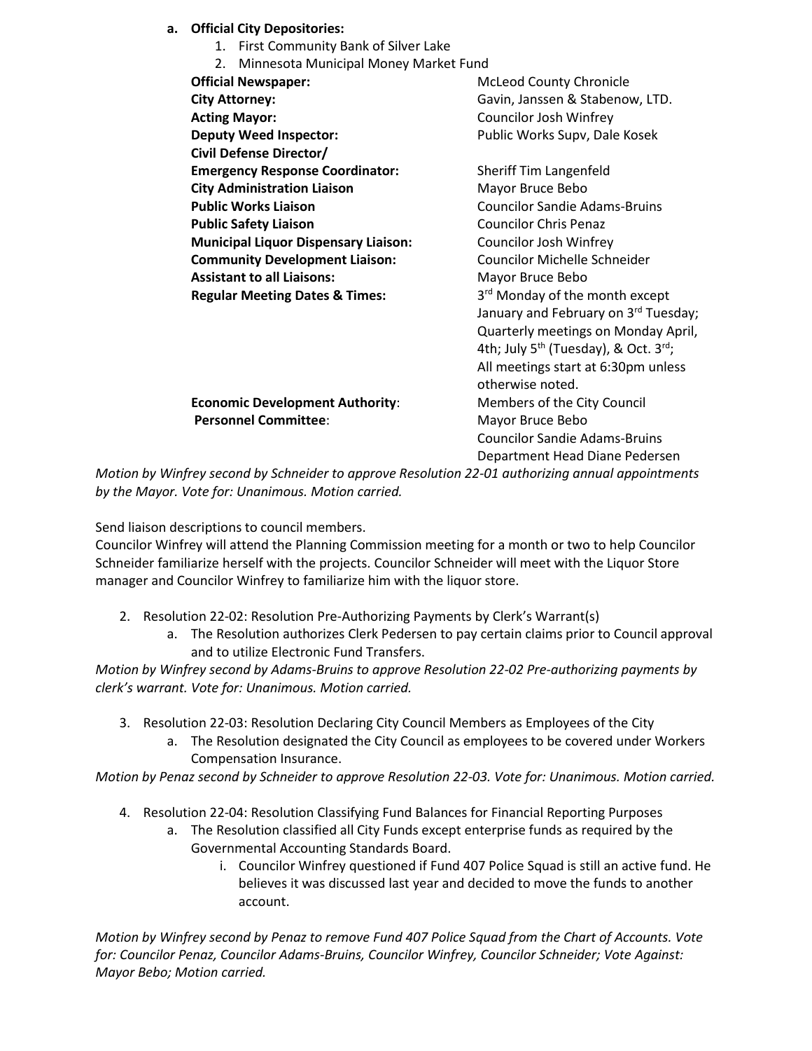**a. Official City Depositories:**

1. First Community Bank of Silver Lake
2. Minnesota Municipal Money Market Fund

| | |
|---|---|
| **Official Newspaper:** | McLeod County Chronicle |
| **City Attorney:** | Gavin, Janssen & Stabenow, LTD. |
| **Acting Mayor:** | Councilor Josh Winfrey |
| **Deputy Weed Inspector:** | Public Works Supv, Dale Kosek |
| **Civil Defense Director/ Emergency Response Coordinator:** | Sheriff Tim Langenfeld |
| **City Administration Liaison** | Mayor Bruce Bebo |
| **Public Works Liaison** | Councilor Sandie Adams-Bruins |
| **Public Safety Liaison** | Councilor Chris Penaz |
| **Municipal Liquor Dispensary Liaison:** | Councilor Josh Winfrey |
| **Community Development Liaison:** | Councilor Michelle Schneider |
| **Assistant to all Liaisons:** | Mayor Bruce Bebo |
| **Regular Meeting Dates & Times:** | 3rd Monday of the month except January and February on 3rd Tuesday; Quarterly meetings on Monday April, 4th; July 5th (Tuesday), & Oct. 3rd; All meetings start at 6:30pm unless otherwise noted. |
| **Economic Development Authority**: | Members of the City Council |
| **Personnel Committee**: | Mayor Bruce Bebo<br>Councilor Sandie Adams-Bruins<br>Department Head Diane Pedersen |

*Motion by Winfrey second by Schneider to approve Resolution 22-01 authorizing annual appointments by the Mayor. Vote for: Unanimous. Motion carried.*

Send liaison descriptions to council members.
Councilor Winfrey will attend the Planning Commission meeting for a month or two to help Councilor Schneider familiarize herself with the projects. Councilor Schneider will meet with the Liquor Store manager and Councilor Winfrey to familiarize him with the liquor store.

2. Resolution 22-02: Resolution Pre-Authorizing Payments by Clerk's Warrant(s)
   a. The Resolution authorizes Clerk Pedersen to pay certain claims prior to Council approval and to utilize Electronic Fund Transfers.

*Motion by Winfrey second by Adams-Bruins to approve Resolution 22-02 Pre-authorizing payments by clerk's warrant. Vote for: Unanimous. Motion carried.*

3. Resolution 22-03: Resolution Declaring City Council Members as Employees of the City
   a. The Resolution designated the City Council as employees to be covered under Workers Compensation Insurance.

*Motion by Penaz second by Schneider to approve Resolution 22-03. Vote for: Unanimous. Motion carried.*

4. Resolution 22-04: Resolution Classifying Fund Balances for Financial Reporting Purposes
   a. The Resolution classified all City Funds except enterprise funds as required by the Governmental Accounting Standards Board.
      i. Councilor Winfrey questioned if Fund 407 Police Squad is still an active fund. He believes it was discussed last year and decided to move the funds to another account.

*Motion by Winfrey second by Penaz to remove Fund 407 Police Squad from the Chart of Accounts. Vote for: Councilor Penaz, Councilor Adams-Bruins, Councilor Winfrey, Councilor Schneider; Vote Against: Mayor Bebo; Motion carried.*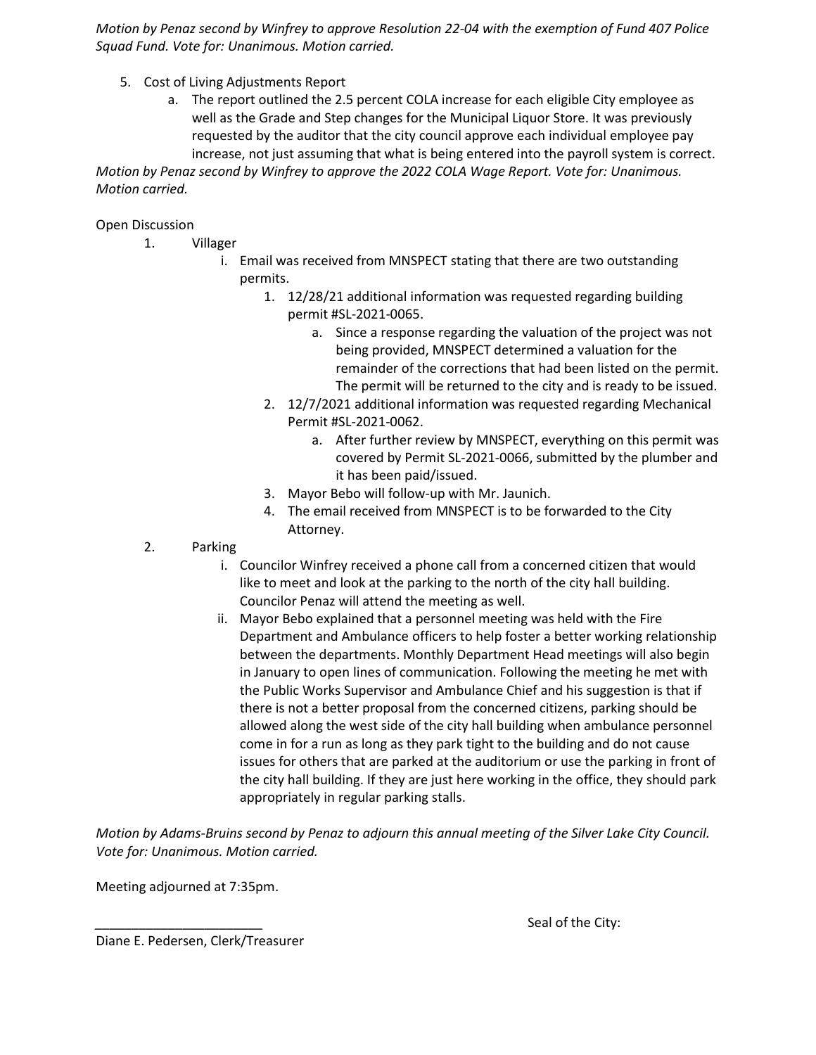*Motion by Penaz second by Winfrey to approve Resolution 22-04 with the exemption of Fund 407 Police Squad Fund. Vote for: Unanimous. Motion carried.*

5. Cost of Living Adjustments Report
   a. The report outlined the 2.5 percent COLA increase for each eligible City employee as well as the Grade and Step changes for the Municipal Liquor Store. It was previously requested by the auditor that the city council approve each individual employee pay increase, not just assuming that what is being entered into the payroll system is correct.

*Motion by Penaz second by Winfrey to approve the 2022 COLA Wage Report. Vote for: Unanimous. Motion carried.*

Open Discussion

1. Villager
   i. Email was received from MNSPECT stating that there are two outstanding permits.
      1. 12/28/21 additional information was requested regarding building permit #SL-2021-0065.
         a. Since a response regarding the valuation of the project was not being provided, MNSPECT determined a valuation for the remainder of the corrections that had been listed on the permit. The permit will be returned to the city and is ready to be issued.
      2. 12/7/2021 additional information was requested regarding Mechanical Permit #SL-2021-0062.
         a. After further review by MNSPECT, everything on this permit was covered by Permit SL-2021-0066, submitted by the plumber and it has been paid/issued.
      3. Mayor Bebo will follow-up with Mr. Jaunich.
      4. The email received from MNSPECT is to be forwarded to the City Attorney.
2. Parking
   i. Councilor Winfrey received a phone call from a concerned citizen that would like to meet and look at the parking to the north of the city hall building. Councilor Penaz will attend the meeting as well.
   ii. Mayor Bebo explained that a personnel meeting was held with the Fire Department and Ambulance officers to help foster a better working relationship between the departments. Monthly Department Head meetings will also begin in January to open lines of communication. Following the meeting he met with the Public Works Supervisor and Ambulance Chief and his suggestion is that if there is not a better proposal from the concerned citizens, parking should be allowed along the west side of the city hall building when ambulance personnel come in for a run as long as they park tight to the building and do not cause issues for others that are parked at the auditorium or use the parking in front of the city hall building. If they are just here working in the office, they should park appropriately in regular parking stalls.

*Motion by Adams-Bruins second by Penaz to adjourn this annual meeting of the Silver Lake City Council. Vote for: Unanimous. Motion carried.*

Meeting adjourned at 7:35pm.

_______________________

Diane E. Pedersen, Clerk/Treasurer

Seal of the City: